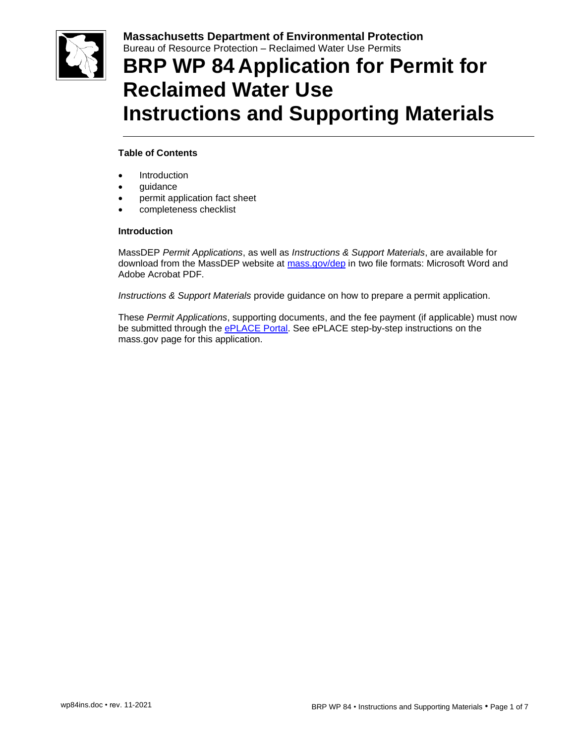**Massachusetts Department of Environmental Protection**
Bureau of Resource Protection – Reclaimed Water Use Permits

# BRP WP 84 Application for Permit for Reclaimed Water Use Instructions and Supporting Materials

**Table of Contents**

- Introduction
- guidance
- permit application fact sheet
- completeness checklist

**Introduction**

MassDEP *Permit Applications*, as well as *Instructions & Support Materials*, are available for download from the MassDEP website at mass.gov/dep in two file formats: Microsoft Word and Adobe Acrobat PDF.

*Instructions & Support Materials* provide guidance on how to prepare a permit application.

These *Permit Applications*, supporting documents, and the fee payment (if applicable) must now be submitted through the ePLACE Portal. See ePLACE step-by-step instructions on the mass.gov page for this application.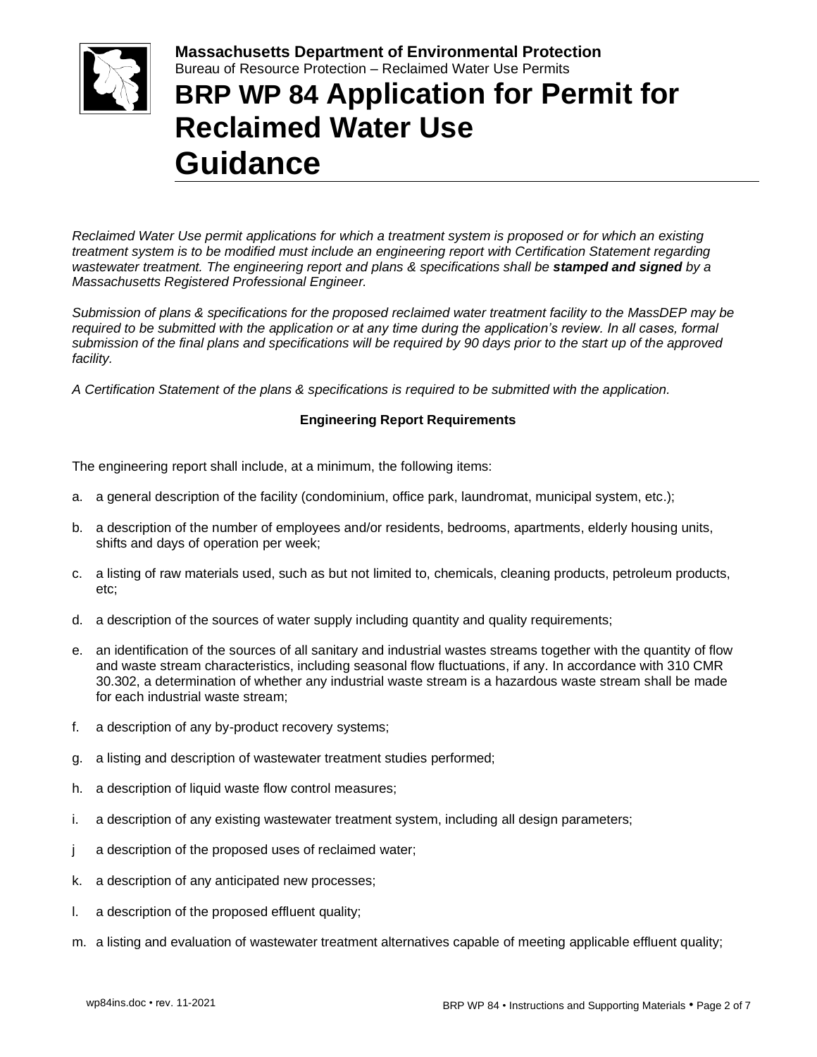**Massachusetts Department of Environmental Protection**
Bureau of Resource Protection – Reclaimed Water Use Permits

# BRP WP 84 Application for Permit for Reclaimed Water Use Guidance

*Reclaimed Water Use permit applications for which a treatment system is proposed or for which an existing treatment system is to be modified must include an engineering report with Certification Statement regarding wastewater treatment. The engineering report and plans & specifications shall be* ***stamped and signed*** *by a Massachusetts Registered Professional Engineer.*

*Submission of plans & specifications for the proposed reclaimed water treatment facility to the MassDEP may be required to be submitted with the application or at any time during the application's review. In all cases, formal submission of the final plans and specifications will be required by 90 days prior to the start up of the approved facility.*

*A Certification Statement of the plans & specifications is required to be submitted with the application.*

**Engineering Report Requirements**

The engineering report shall include, at a minimum, the following items:

a. a general description of the facility (condominium, office park, laundromat, municipal system, etc.);

b. a description of the number of employees and/or residents, bedrooms, apartments, elderly housing units, shifts and days of operation per week;

c. a listing of raw materials used, such as but not limited to, chemicals, cleaning products, petroleum products, etc;

d. a description of the sources of water supply including quantity and quality requirements;

e. an identification of the sources of all sanitary and industrial wastes streams together with the quantity of flow and waste stream characteristics, including seasonal flow fluctuations, if any. In accordance with 310 CMR 30.302, a determination of whether any industrial waste stream is a hazardous waste stream shall be made for each industrial waste stream;

f. a description of any by-product recovery systems;

g. a listing and description of wastewater treatment studies performed;

h. a description of liquid waste flow control measures;

i. a description of any existing wastewater treatment system, including all design parameters;

j a description of the proposed uses of reclaimed water;

k. a description of any anticipated new processes;

l. a description of the proposed effluent quality;

m. a listing and evaluation of wastewater treatment alternatives capable of meeting applicable effluent quality;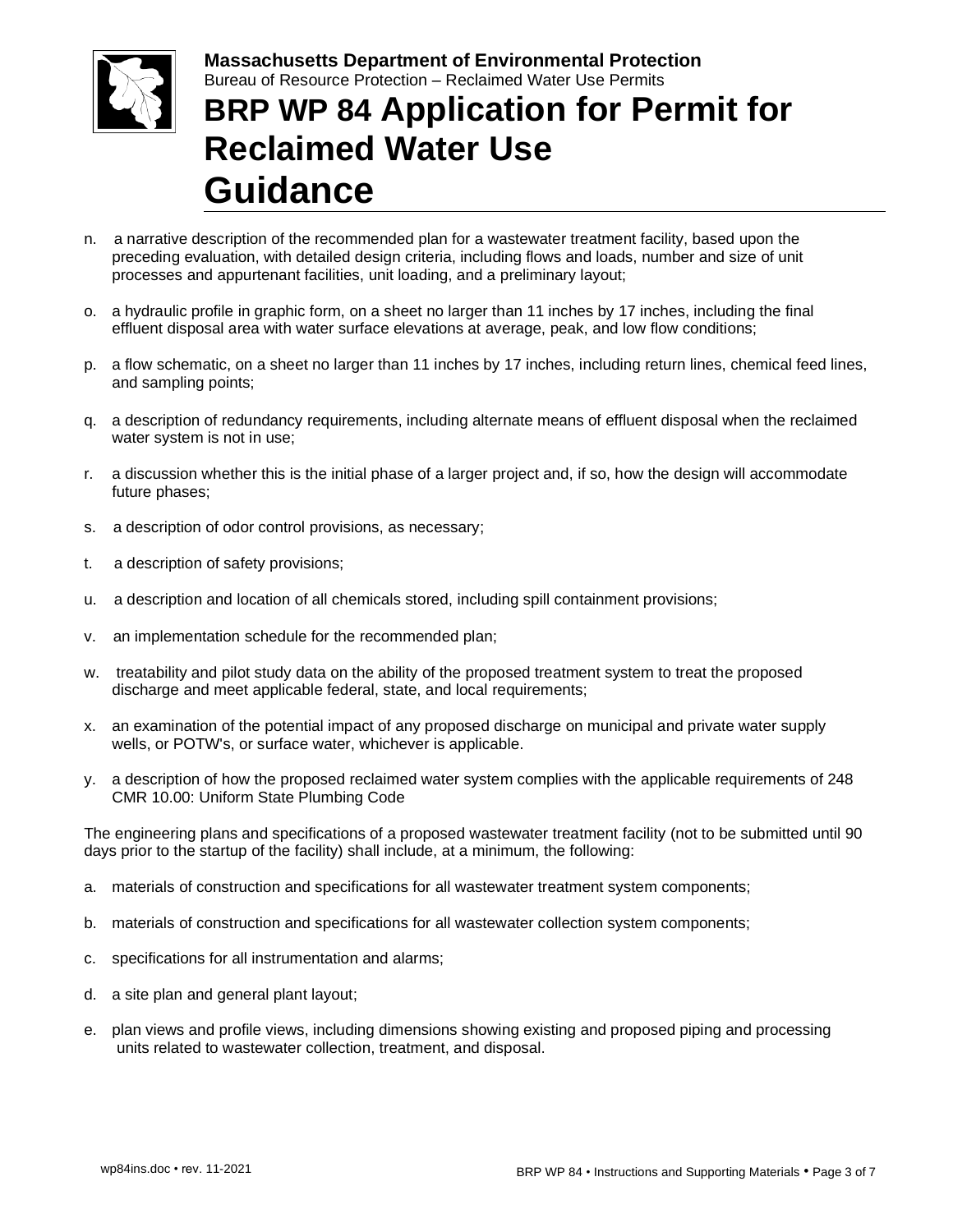n. a narrative description of the recommended plan for a wastewater treatment facility, based upon the preceding evaluation, with detailed design criteria, including flows and loads, number and size of unit processes and appurtenant facilities, unit loading, and a preliminary layout;

o. a hydraulic profile in graphic form, on a sheet no larger than 11 inches by 17 inches, including the final effluent disposal area with water surface elevations at average, peak, and low flow conditions;

p. a flow schematic, on a sheet no larger than 11 inches by 17 inches, including return lines, chemical feed lines, and sampling points;

q. a description of redundancy requirements, including alternate means of effluent disposal when the reclaimed water system is not in use;

r. a discussion whether this is the initial phase of a larger project and, if so, how the design will accommodate future phases;

s. a description of odor control provisions, as necessary;

t. a description of safety provisions;

u. a description and location of all chemicals stored, including spill containment provisions;

v. an implementation schedule for the recommended plan;

w. treatability and pilot study data on the ability of the proposed treatment system to treat the proposed discharge and meet applicable federal, state, and local requirements;

x. an examination of the potential impact of any proposed discharge on municipal and private water supply wells, or POTW's, or surface water, whichever is applicable.

y. a description of how the proposed reclaimed water system complies with the applicable requirements of 248 CMR 10.00: Uniform State Plumbing Code

The engineering plans and specifications of a proposed wastewater treatment facility (not to be submitted until 90 days prior to the startup of the facility) shall include, at a minimum, the following:

a. materials of construction and specifications for all wastewater treatment system components;

b. materials of construction and specifications for all wastewater collection system components;

c. specifications for all instrumentation and alarms;

d. a site plan and general plant layout;

e. plan views and profile views, including dimensions showing existing and proposed piping and processing units related to wastewater collection, treatment, and disposal.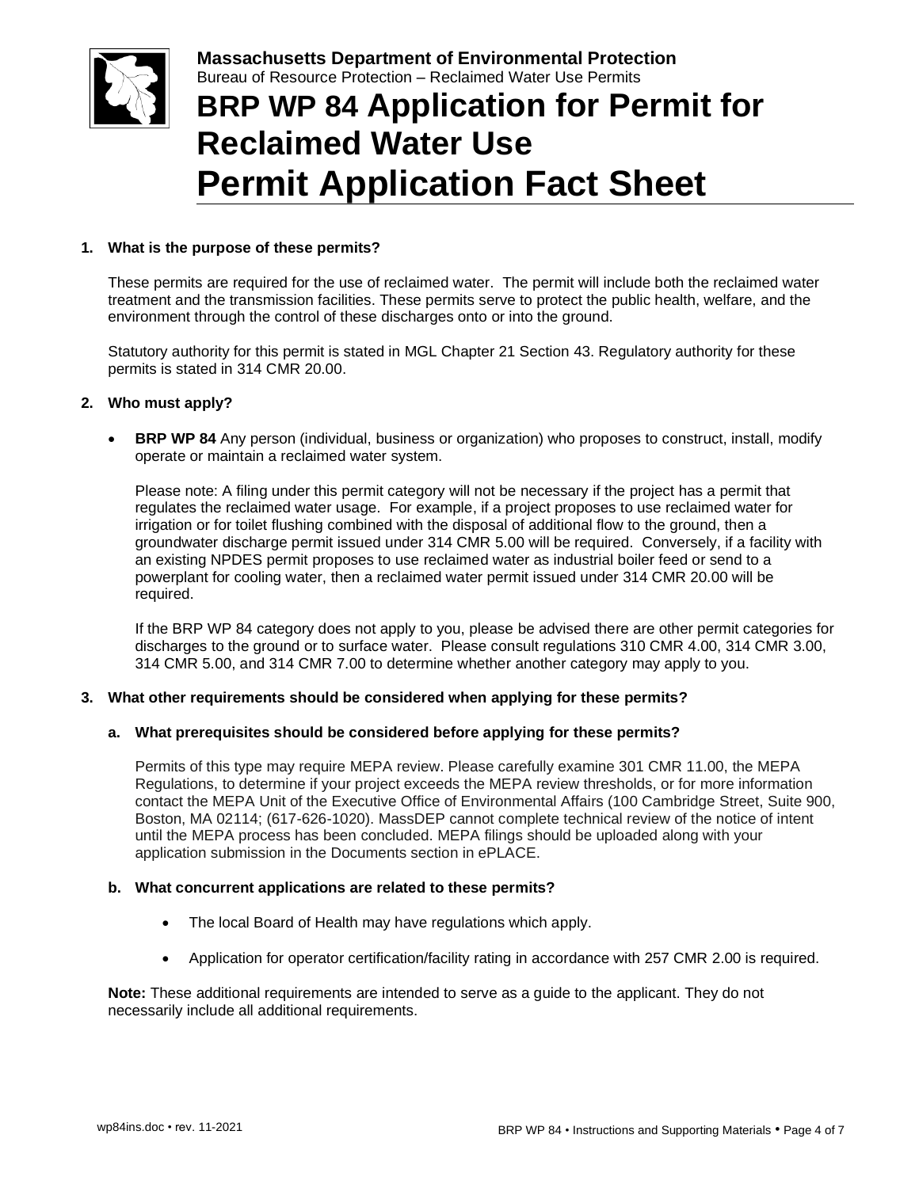**Massachusetts Department of Environmental Protection**
Bureau of Resource Protection – Reclaimed Water Use Permits

# BRP WP 84 Application for Permit for Reclaimed Water Use Permit Application Fact Sheet

**1. What is the purpose of these permits?**

These permits are required for the use of reclaimed water. The permit will include both the reclaimed water treatment and the transmission facilities. These permits serve to protect the public health, welfare, and the environment through the control of these discharges onto or into the ground.

Statutory authority for this permit is stated in MGL Chapter 21 Section 43. Regulatory authority for these permits is stated in 314 CMR 20.00.

**2. Who must apply?**

- **BRP WP 84** Any person (individual, business or organization) who proposes to construct, install, modify operate or maintain a reclaimed water system.

  Please note: A filing under this permit category will not be necessary if the project has a permit that regulates the reclaimed water usage. For example, if a project proposes to use reclaimed water for irrigation or for toilet flushing combined with the disposal of additional flow to the ground, then a groundwater discharge permit issued under 314 CMR 5.00 will be required. Conversely, if a facility with an existing NPDES permit proposes to use reclaimed water as industrial boiler feed or send to a powerplant for cooling water, then a reclaimed water permit issued under 314 CMR 20.00 will be required.

  If the BRP WP 84 category does not apply to you, please be advised there are other permit categories for discharges to the ground or to surface water. Please consult regulations 310 CMR 4.00, 314 CMR 3.00, 314 CMR 5.00, and 314 CMR 7.00 to determine whether another category may apply to you.

**3. What other requirements should be considered when applying for these permits?**

**a. What prerequisites should be considered before applying for these permits?**

Permits of this type may require MEPA review. Please carefully examine 301 CMR 11.00, the MEPA Regulations, to determine if your project exceeds the MEPA review thresholds, or for more information contact the MEPA Unit of the Executive Office of Environmental Affairs (100 Cambridge Street, Suite 900, Boston, MA 02114; (617-626-1020). MassDEP cannot complete technical review of the notice of intent until the MEPA process has been concluded. MEPA filings should be uploaded along with your application submission in the Documents section in ePLACE.

**b. What concurrent applications are related to these permits?**

- The local Board of Health may have regulations which apply.
- Application for operator certification/facility rating in accordance with 257 CMR 2.00 is required.

**Note:** These additional requirements are intended to serve as a guide to the applicant. They do not necessarily include all additional requirements.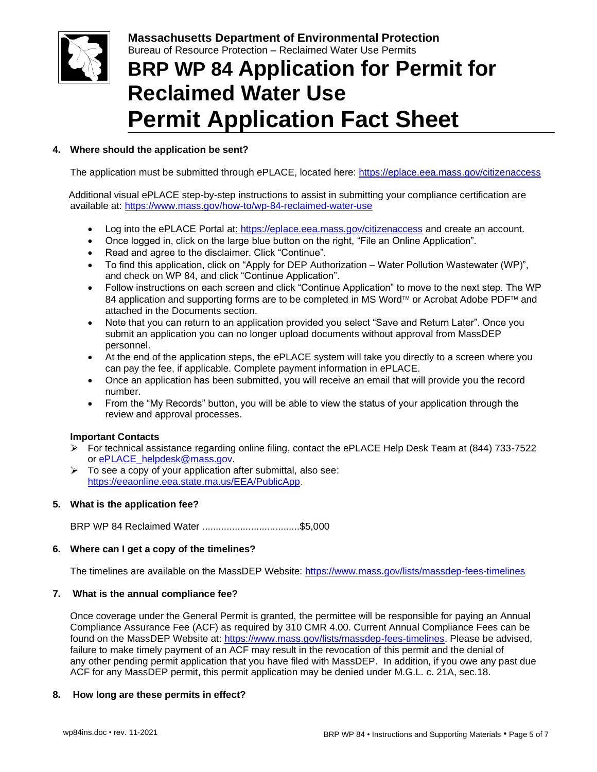**Massachusetts Department of Environmental Protection**
Bureau of Resource Protection – Reclaimed Water Use Permits

# BRP WP 84 Application for Permit for Reclaimed Water Use
# Permit Application Fact Sheet

**4. Where should the application be sent?**

The application must be submitted through ePLACE, located here: https://eplace.eea.mass.gov/citizenaccess

Additional visual ePLACE step-by-step instructions to assist in submitting your compliance certification are available at: https://www.mass.gov/how-to/wp-84-reclaimed-water-use

- Log into the ePLACE Portal at: https://eplace.eea.mass.gov/citizenaccess and create an account.
- Once logged in, click on the large blue button on the right, "File an Online Application".
- Read and agree to the disclaimer. Click "Continue".
- To find this application, click on "Apply for DEP Authorization – Water Pollution Wastewater (WP)", and check on WP 84, and click "Continue Application".
- Follow instructions on each screen and click "Continue Application" to move to the next step. The WP 84 application and supporting forms are to be completed in MS Word™ or Acrobat Adobe PDF™ and attached in the Documents section.
- Note that you can return to an application provided you select "Save and Return Later". Once you submit an application you can no longer upload documents without approval from MassDEP personnel.
- At the end of the application steps, the ePLACE system will take you directly to a screen where you can pay the fee, if applicable. Complete payment information in ePLACE.
- Once an application has been submitted, you will receive an email that will provide you the record number.
- From the "My Records" button, you will be able to view the status of your application through the review and approval processes.

**Important Contacts**

- For technical assistance regarding online filing, contact the ePLACE Help Desk Team at (844) 733-7522 or ePLACE_helpdesk@mass.gov.
- To see a copy of your application after submittal, also see: https://eeaonline.eea.state.ma.us/EEA/PublicApp.

**5. What is the application fee?**

BRP WP 84 Reclaimed Water ....................................$5,000

**6. Where can I get a copy of the timelines?**

The timelines are available on the MassDEP Website: https://www.mass.gov/lists/massdep-fees-timelines

**7. What is the annual compliance fee?**

Once coverage under the General Permit is granted, the permittee will be responsible for paying an Annual Compliance Assurance Fee (ACF) as required by 310 CMR 4.00. Current Annual Compliance Fees can be found on the MassDEP Website at: https://www.mass.gov/lists/massdep-fees-timelines. Please be advised, failure to make timely payment of an ACF may result in the revocation of this permit and the denial of any other pending permit application that you have filed with MassDEP. In addition, if you owe any past due ACF for any MassDEP permit, this permit application may be denied under M.G.L. c. 21A, sec.18.

**8. How long are these permits in effect?**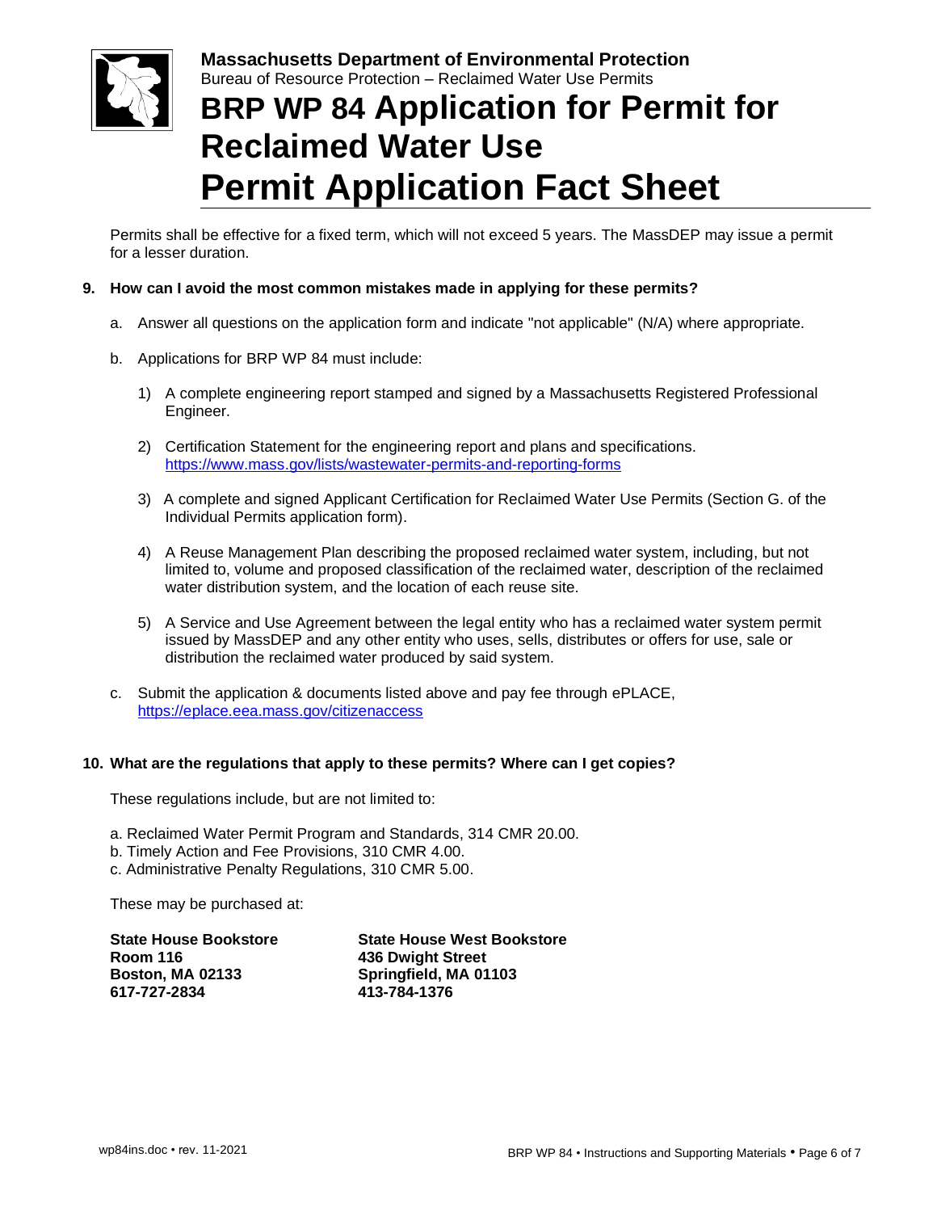Permits shall be effective for a fixed term, which will not exceed 5 years. The MassDEP may issue a permit for a lesser duration.

**9. How can I avoid the most common mistakes made in applying for these permits?**

a. Answer all questions on the application form and indicate "not applicable" (N/A) where appropriate.

b. Applications for BRP WP 84 must include:

1) A complete engineering report stamped and signed by a Massachusetts Registered Professional Engineer.

2) Certification Statement for the engineering report and plans and specifications. https://www.mass.gov/lists/wastewater-permits-and-reporting-forms

3) A complete and signed Applicant Certification for Reclaimed Water Use Permits (Section G. of the Individual Permits application form).

4) A Reuse Management Plan describing the proposed reclaimed water system, including, but not limited to, volume and proposed classification of the reclaimed water, description of the reclaimed water distribution system, and the location of each reuse site.

5) A Service and Use Agreement between the legal entity who has a reclaimed water system permit issued by MassDEP and any other entity who uses, sells, distributes or offers for use, sale or distribution the reclaimed water produced by said system.

c. Submit the application & documents listed above and pay fee through ePLACE, https://eplace.eea.mass.gov/citizenaccess

**10. What are the regulations that apply to these permits? Where can I get copies?**

These regulations include, but are not limited to:

a. Reclaimed Water Permit Program and Standards, 314 CMR 20.00.
b. Timely Action and Fee Provisions, 310 CMR 4.00.
c. Administrative Penalty Regulations, 310 CMR 5.00.

These may be purchased at:

**State House Bookstore**
**Room 116**
**Boston, MA 02133**
**617-727-2834**

**State House West Bookstore**
**436 Dwight Street**
**Springfield, MA 01103**
**413-784-1376**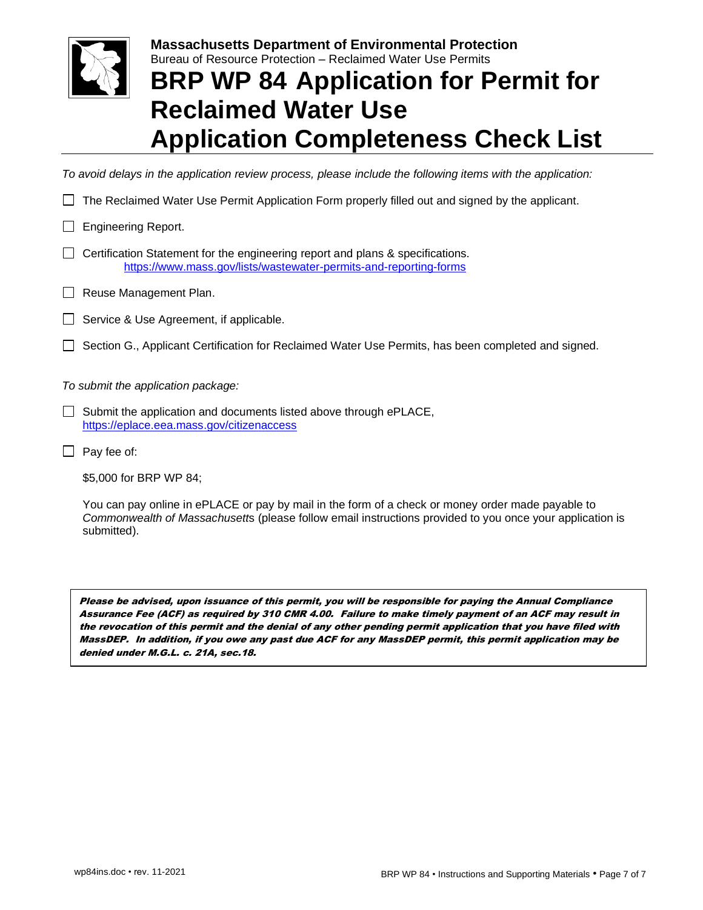**Massachusetts Department of Environmental Protection**
Bureau of Resource Protection – Reclaimed Water Use Permits

# BRP WP 84 Application for Permit for Reclaimed Water Use Application Completeness Check List

*To avoid delays in the application review process, please include the following items with the application:*

- ☐ The Reclaimed Water Use Permit Application Form properly filled out and signed by the applicant.
- ☐ Engineering Report.
- ☐ Certification Statement for the engineering report and plans & specifications. https://www.mass.gov/lists/wastewater-permits-and-reporting-forms
- ☐ Reuse Management Plan.
- ☐ Service & Use Agreement, if applicable.
- ☐ Section G., Applicant Certification for Reclaimed Water Use Permits, has been completed and signed.

*To submit the application package:*

- ☐ Submit the application and documents listed above through ePLACE, https://eplace.eea.mass.gov/citizenaccess
- ☐ Pay fee of:

  $5,000 for BRP WP 84;

  You can pay online in ePLACE or pay by mail in the form of a check or money order made payable to *Commonwealth of Massachusett*s (please follow email instructions provided to you once your application is submitted).

***Please be advised, upon issuance of this permit, you will be responsible for paying the Annual Compliance Assurance Fee (ACF) as required by 310 CMR 4.00. Failure to make timely payment of an ACF may result in the revocation of this permit and the denial of any other pending permit application that you have filed with MassDEP. In addition, if you owe any past due ACF for any MassDEP permit, this permit application may be denied under M.G.L. c. 21A, sec.18.***